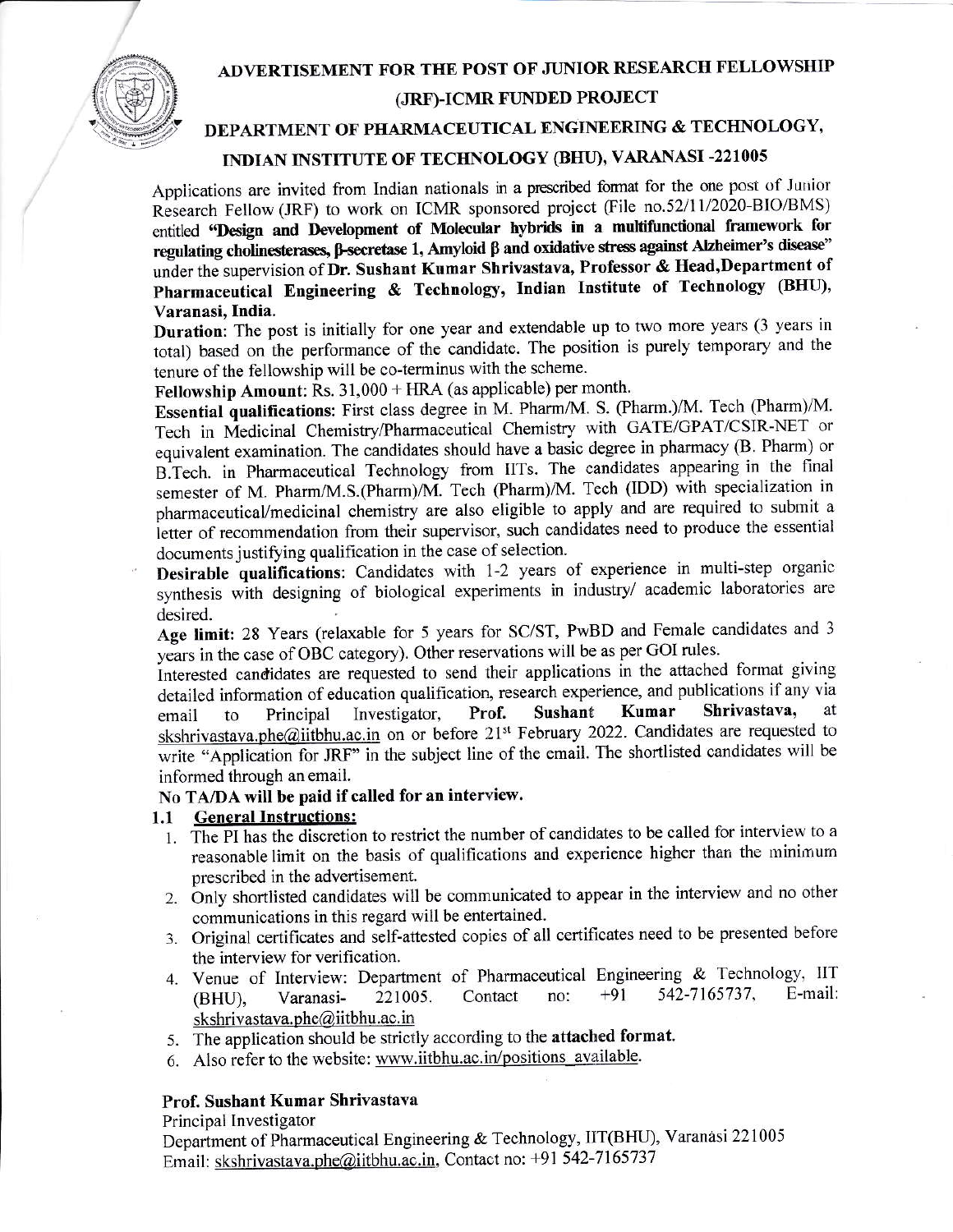# ADVERTISEMENT FOR THE POST OF JUNIOR RESEARCH FELLOWSHIP (JRF)-ICMR FUNDED PROJECT

## DEPARTMENT OF PHARMACEUTICAL ENGINEERING & TECHNOLOGY, INDIAN INSTITUTE OF TECHNOLOGY (BHU), VARANASI -221005

Applications are invited from Indian nationals in a prescribed format for the one post of Junior Research Fellow (JRF) to work on ICMR sponsored project (File no.52/11/2020-BIO/BMS) entitled **"Design and Development of Molecular hybrids in a multifunctional framework for regulating cholinesterases, β-secretase 1, Amyloid β and oxidative stress against Alzheimer's disease"** under the supervision of **Dr. Sushant Kumar Shrivastava, Professor & Head, Department of Pharmaceutical Engineering & Technology, Indian Institute of Technology (BHU), Varanasi, India.**

**Duration**: The post is initially for one year and extendable up to two more years (3 years in total) based on the performance of the candidate. The position is purely temporary and the tenure of the fellowship will be co-terminus with the scheme.

**Fellowship Amount**: Rs. 31,000 + HRA (as applicable) per month.

**Essential qualifications**: First class degree in M. Pharm/M. S. (Pharm.)/M. Tech (Pharm)/M. Tech in Medicinal Chemistry/Pharmaceutical Chemistry with GATE/GPAT/CSIR-NET or equivalent examination. The candidates should have a basic degree in pharmacy (B. Pharm) or B.Tech. in Pharmaceutical Technology from IITs. The candidates appearing in the final semester of M. Pharm/M.S.(Pharm)/M. Tech (Pharm)/M. Tech (IDD) with specialization in pharmaceutical/medicinal chemistry are also eligible to apply and are required to submit a letter of recommendation from their supervisor, such candidates need to produce the essential documents justifying qualification in the case of selection.

**Desirable qualifications**: Candidates with 1-2 years of experience in multi-step organic synthesis with designing of biological experiments in industry/ academic laboratories are desired.

**Age limit**: 28 Years (relaxable for 5 years for SC/ST, PwBD and Female candidates and 3 years in the case of OBC category). Other reservations will be as per GOI rules.

Interested candidates are requested to send their applications in the attached format giving detailed information of education qualification, research experience, and publications if any via email to Principal Investigator, **Prof. Sushant Kumar Shrivastava,** at skshrivastava.phe@iitbhu.ac.in on or before 21st February 2022. Candidates are requested to write "Application for JRF" in the subject line of the email. The shortlisted candidates will be informed through an email.

**No TA/DA will be paid if called for an interview.**

### 1.1 General Instructions:

1. The PI has the discretion to restrict the number of candidates to be called for interview to a reasonable limit on the basis of qualifications and experience higher than the minimum prescribed in the advertisement.
2. Only shortlisted candidates will be communicated to appear in the interview and no other communications in this regard will be entertained.
3. Original certificates and self-attested copies of all certificates need to be presented before the interview for verification.
4. Venue of Interview: Department of Pharmaceutical Engineering & Technology, IIT (BHU), Varanasi- 221005. Contact no: +91 542-7165737, E-mail: skshrivastava.phe@iitbhu.ac.in
5. The application should be strictly according to the **attached format.**
6. Also refer to the website: www.iitbhu.ac.in/positions_available.

**Prof. Sushant Kumar Shrivastava**

Principal Investigator

Department of Pharmaceutical Engineering & Technology, IIT(BHU), Varanasi 221005

Email: skshrivastava.phe@iitbhu.ac.in, Contact no: +91 542-7165737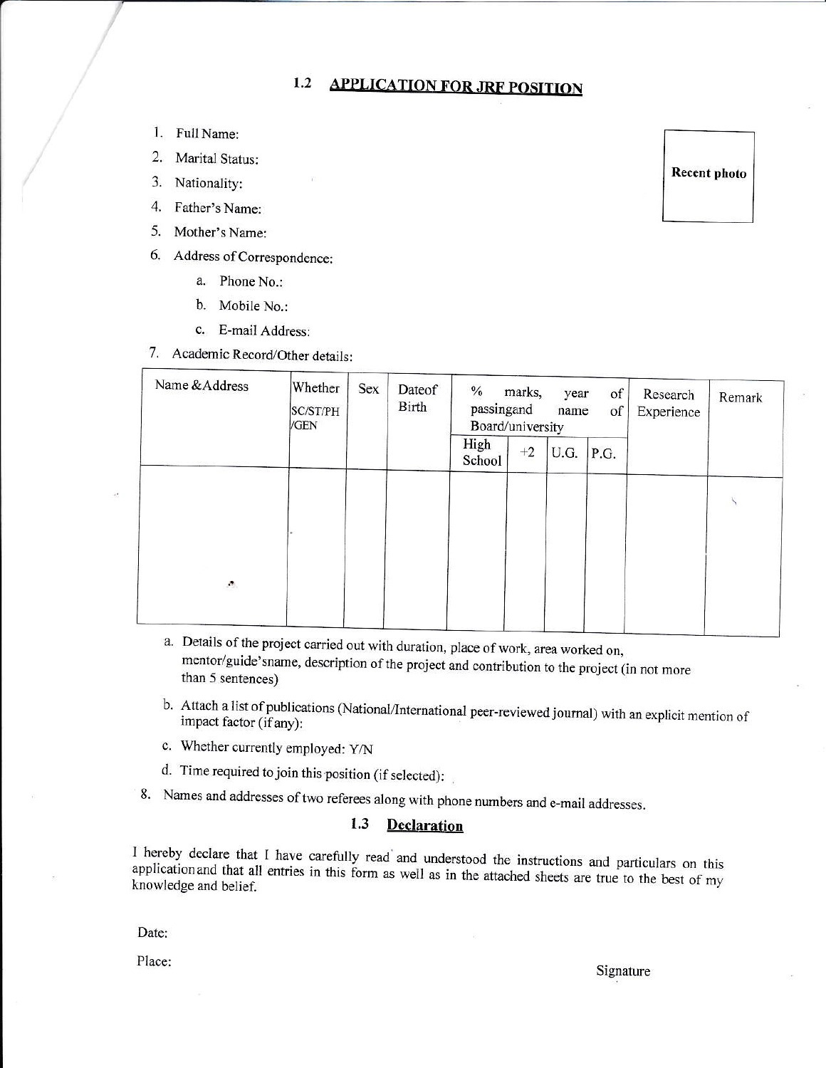## 1.2 APPLICATION FOR JRF POSITION

1. Full Name:
2. Marital Status:
3. Nationality:
4. Father's Name:
5. Mother's Name:
6. Address of Correspondence:
    a. Phone No.:
    b. Mobile No.:
    c. E-mail Address:
7. Academic Record/Other details:

Recent photo

| Name &Address | Whether SC/ST/PH /GEN | Sex | Dateof Birth | % marks, year of passingand name of Board/university | | | | Research Experience | Remark |
|---|---|---|---|---|---|---|---|---|---|
| | | | | High School | +2 | U.G. | P.G. | | |
| | | | | | | | | | |

a. Details of the project carried out with duration, place of work, area worked on, mentor/guide'sname, description of the project and contribution to the project (in not more than 5 sentences)

b. Attach a list of publications (National/International peer-reviewed journal) with an explicit mention of impact factor (if any):

c. Whether currently employed: Y/N

d. Time required to join this position (if selected):

8. Names and addresses of two referees along with phone numbers and e-mail addresses.

## 1.3 Declaration

I hereby declare that I have carefully read and understood the instructions and particulars on this applicationand that all entries in this form as well as in the attached sheets are true to the best of my knowledge and belief.

Date:

Place:

Signature